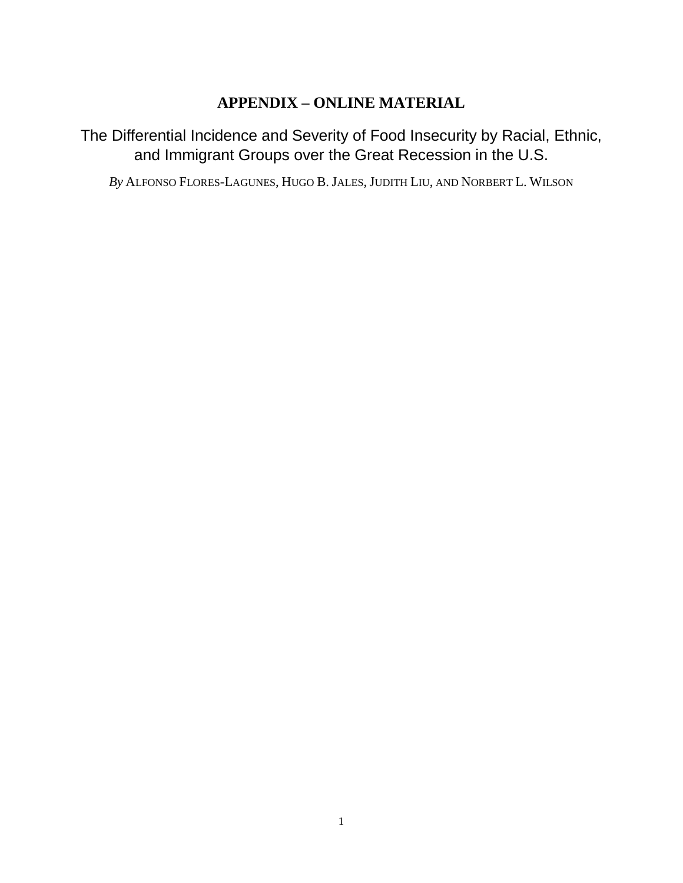# APPENDIX – ONLINE MATERIAL

## The Differential Incidence and Severity of Food Insecurity by Racial, Ethnic, and Immigrant Groups over the Great Recession in the U.S.

*By* ALFONSO FLORES-LAGUNES, HUGO B. JALES, JUDITH LIU, AND NORBERT L. WILSON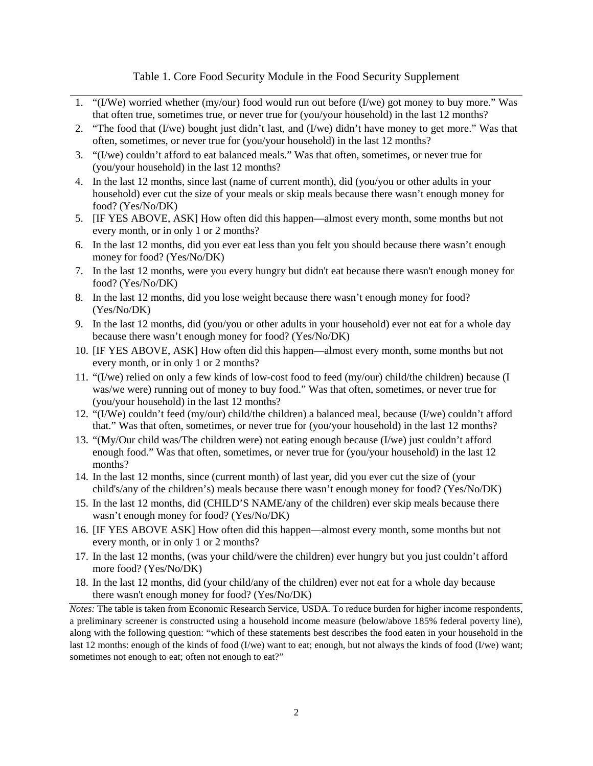Table 1. Core Food Security Module in the Food Security Supplement

1. "(I/We) worried whether (my/our) food would run out before (I/we) got money to buy more." Was that often true, sometimes true, or never true for (you/your household) in the last 12 months?
2. "The food that (I/we) bought just didn't last, and (I/we) didn't have money to get more." Was that often, sometimes, or never true for (you/your household) in the last 12 months?
3. "(I/we) couldn't afford to eat balanced meals." Was that often, sometimes, or never true for (you/your household) in the last 12 months?
4. In the last 12 months, since last (name of current month), did (you/you or other adults in your household) ever cut the size of your meals or skip meals because there wasn't enough money for food? (Yes/No/DK)
5. [IF YES ABOVE, ASK] How often did this happen—almost every month, some months but not every month, or in only 1 or 2 months?
6. In the last 12 months, did you ever eat less than you felt you should because there wasn't enough money for food? (Yes/No/DK)
7. In the last 12 months, were you every hungry but didn't eat because there wasn't enough money for food? (Yes/No/DK)
8. In the last 12 months, did you lose weight because there wasn't enough money for food? (Yes/No/DK)
9. In the last 12 months, did (you/you or other adults in your household) ever not eat for a whole day because there wasn't enough money for food? (Yes/No/DK)
10. [IF YES ABOVE, ASK] How often did this happen—almost every month, some months but not every month, or in only 1 or 2 months?
11. "(I/we) relied on only a few kinds of low-cost food to feed (my/our) child/the children) because (I was/we were) running out of money to buy food." Was that often, sometimes, or never true for (you/your household) in the last 12 months?
12. "(I/We) couldn't feed (my/our) child/the children) a balanced meal, because (I/we) couldn't afford that." Was that often, sometimes, or never true for (you/your household) in the last 12 months?
13. "(My/Our child was/The children were) not eating enough because (I/we) just couldn't afford enough food." Was that often, sometimes, or never true for (you/your household) in the last 12 months?
14. In the last 12 months, since (current month) of last year, did you ever cut the size of (your child's/any of the children's) meals because there wasn't enough money for food? (Yes/No/DK)
15. In the last 12 months, did (CHILD'S NAME/any of the children) ever skip meals because there wasn't enough money for food? (Yes/No/DK)
16. [IF YES ABOVE ASK] How often did this happen—almost every month, some months but not every month, or in only 1 or 2 months?
17. In the last 12 months, (was your child/were the children) ever hungry but you just couldn't afford more food? (Yes/No/DK)
18. In the last 12 months, did (your child/any of the children) ever not eat for a whole day because there wasn't enough money for food? (Yes/No/DK)

*Notes:* The table is taken from Economic Research Service, USDA. To reduce burden for higher income respondents, a preliminary screener is constructed using a household income measure (below/above 185% federal poverty line), along with the following question: "which of these statements best describes the food eaten in your household in the last 12 months: enough of the kinds of food (I/we) want to eat; enough, but not always the kinds of food (I/we) want; sometimes not enough to eat; often not enough to eat?"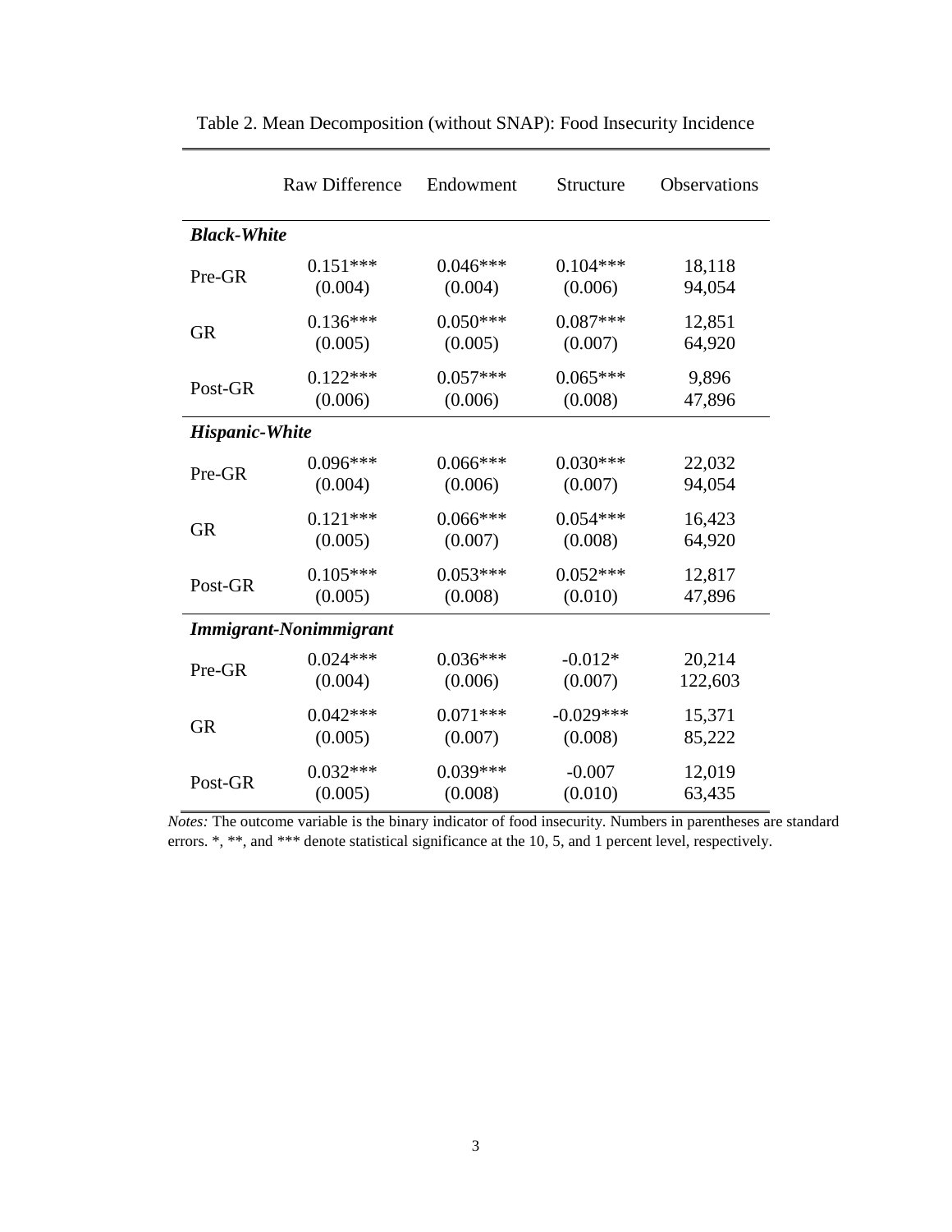Table 2. Mean Decomposition (without SNAP): Food Insecurity Incidence

| | Raw Difference | Endowment | Structure | Observations |
|---|---|---|---|---|
| ***Black-White*** | | | | |
| Pre-GR | 0.151*** | 0.046*** | 0.104*** | 18,118 |
| | (0.004) | (0.004) | (0.006) | 94,054 |
| GR | 0.136*** | 0.050*** | 0.087*** | 12,851 |
| | (0.005) | (0.005) | (0.007) | 64,920 |
| Post-GR | 0.122*** | 0.057*** | 0.065*** | 9,896 |
| | (0.006) | (0.006) | (0.008) | 47,896 |
| ***Hispanic-White*** | | | | |
| Pre-GR | 0.096*** | 0.066*** | 0.030*** | 22,032 |
| | (0.004) | (0.006) | (0.007) | 94,054 |
| GR | 0.121*** | 0.066*** | 0.054*** | 16,423 |
| | (0.005) | (0.007) | (0.008) | 64,920 |
| Post-GR | 0.105*** | 0.053*** | 0.052*** | 12,817 |
| | (0.005) | (0.008) | (0.010) | 47,896 |
| ***Immigrant-Nonimmigrant*** | | | | |
| Pre-GR | 0.024*** | 0.036*** | -0.012* | 20,214 |
| | (0.004) | (0.006) | (0.007) | 122,603 |
| GR | 0.042*** | 0.071*** | -0.029*** | 15,371 |
| | (0.005) | (0.007) | (0.008) | 85,222 |
| Post-GR | 0.032*** | 0.039*** | -0.007 | 12,019 |
| | (0.005) | (0.008) | (0.010) | 63,435 |

*Notes:* The outcome variable is the binary indicator of food insecurity. Numbers in parentheses are standard errors. *, **, and *** denote statistical significance at the 10, 5, and 1 percent level, respectively.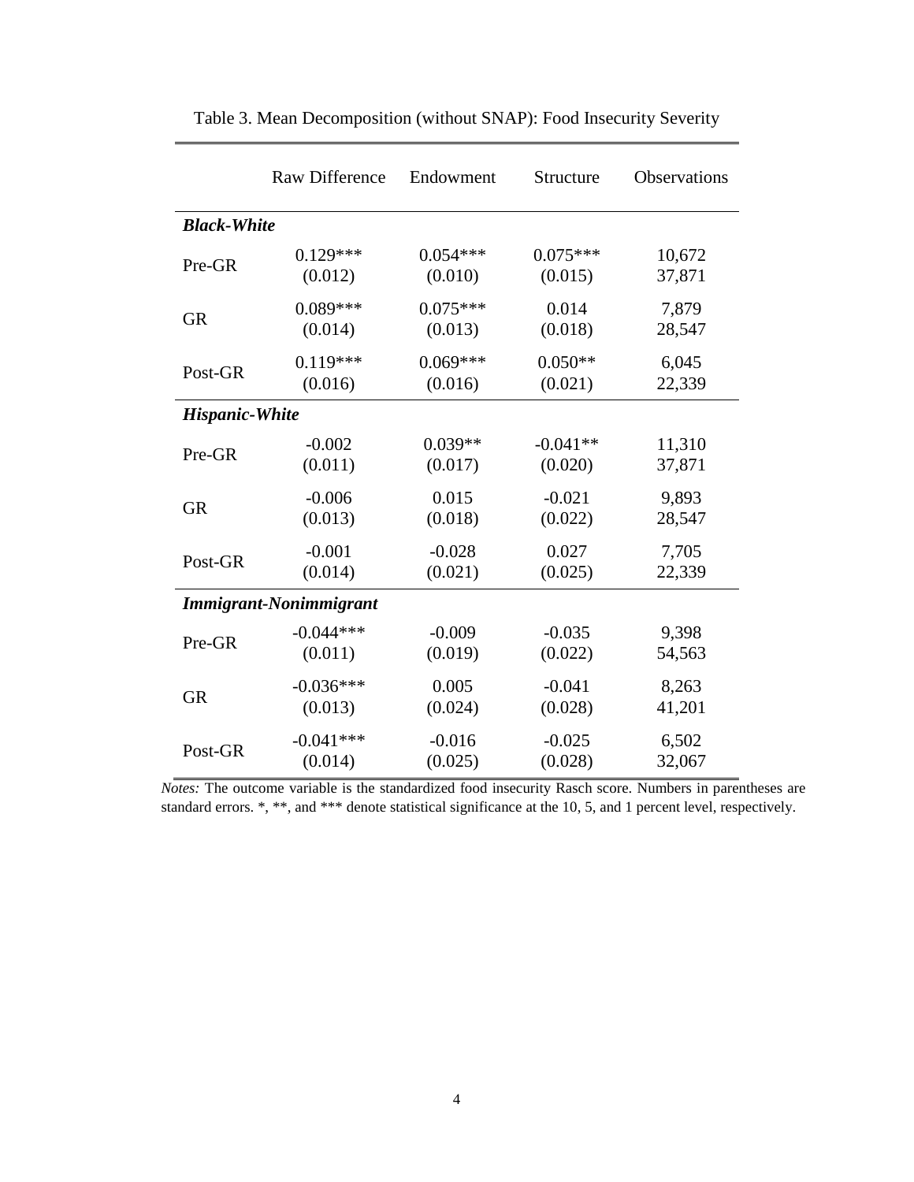Table 3. Mean Decomposition (without SNAP): Food Insecurity Severity

| | Raw Difference | Endowment | Structure | Observations |
|---|---|---|---|---|
| ***Black-White*** | | | | |
| Pre-GR | 0.129*** | 0.054*** | 0.075*** | 10,672 |
| | (0.012) | (0.010) | (0.015) | 37,871 |
| GR | 0.089*** | 0.075*** | 0.014 | 7,879 |
| | (0.014) | (0.013) | (0.018) | 28,547 |
| Post-GR | 0.119*** | 0.069*** | 0.050** | 6,045 |
| | (0.016) | (0.016) | (0.021) | 22,339 |
| ***Hispanic-White*** | | | | |
| Pre-GR | -0.002 | 0.039** | -0.041** | 11,310 |
| | (0.011) | (0.017) | (0.020) | 37,871 |
| GR | -0.006 | 0.015 | -0.021 | 9,893 |
| | (0.013) | (0.018) | (0.022) | 28,547 |
| Post-GR | -0.001 | -0.028 | 0.027 | 7,705 |
| | (0.014) | (0.021) | (0.025) | 22,339 |
| ***Immigrant-Nonimmigrant*** | | | | |
| Pre-GR | -0.044*** | -0.009 | -0.035 | 9,398 |
| | (0.011) | (0.019) | (0.022) | 54,563 |
| GR | -0.036*** | 0.005 | -0.041 | 8,263 |
| | (0.013) | (0.024) | (0.028) | 41,201 |
| Post-GR | -0.041*** | -0.016 | -0.025 | 6,502 |
| | (0.014) | (0.025) | (0.028) | 32,067 |

*Notes:* The outcome variable is the standardized food insecurity Rasch score. Numbers in parentheses are standard errors. *, **, and *** denote statistical significance at the 10, 5, and 1 percent level, respectively.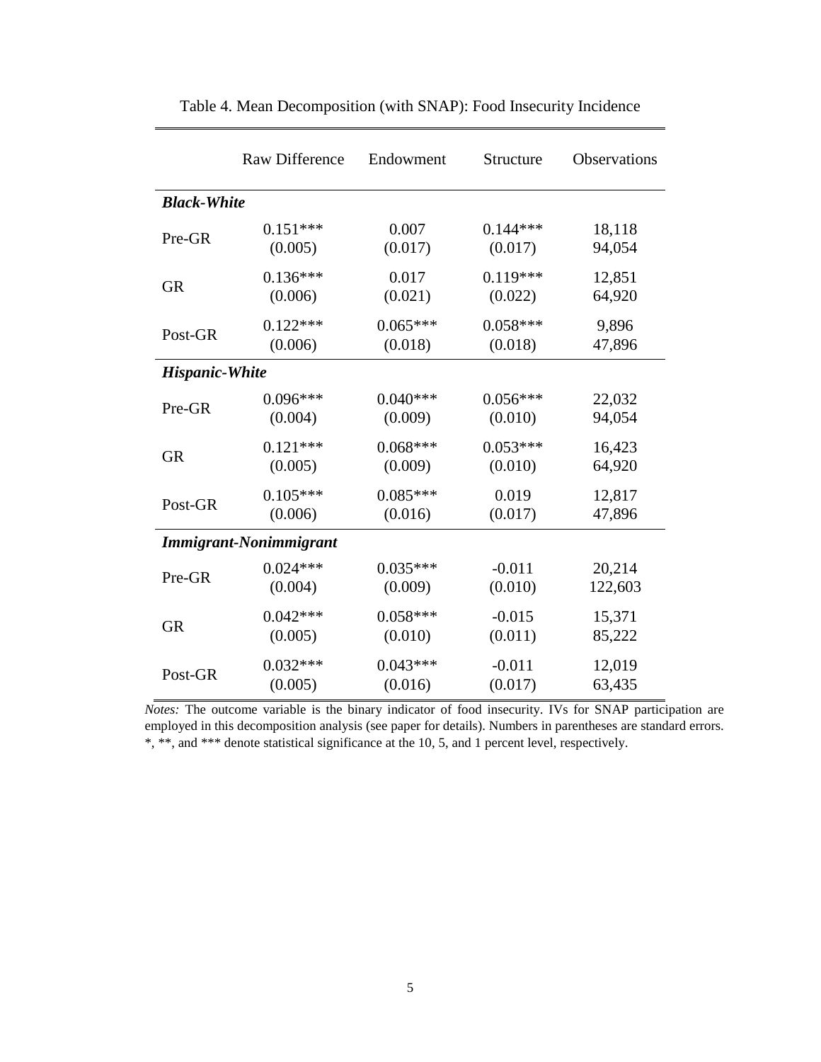Table 4. Mean Decomposition (with SNAP): Food Insecurity Incidence

| | Raw Difference | Endowment | Structure | Observations |
|---|---|---|---|---|
| ***Black-White*** | | | | |
| Pre-GR | 0.151*** | 0.007 | 0.144*** | 18,118 |
| | (0.005) | (0.017) | (0.017) | 94,054 |
| GR | 0.136*** | 0.017 | 0.119*** | 12,851 |
| | (0.006) | (0.021) | (0.022) | 64,920 |
| Post-GR | 0.122*** | 0.065*** | 0.058*** | 9,896 |
| | (0.006) | (0.018) | (0.018) | 47,896 |
| ***Hispanic-White*** | | | | |
| Pre-GR | 0.096*** | 0.040*** | 0.056*** | 22,032 |
| | (0.004) | (0.009) | (0.010) | 94,054 |
| GR | 0.121*** | 0.068*** | 0.053*** | 16,423 |
| | (0.005) | (0.009) | (0.010) | 64,920 |
| Post-GR | 0.105*** | 0.085*** | 0.019 | 12,817 |
| | (0.006) | (0.016) | (0.017) | 47,896 |
| ***Immigrant-Nonimmigrant*** | | | | |
| Pre-GR | 0.024*** | 0.035*** | -0.011 | 20,214 |
| | (0.004) | (0.009) | (0.010) | 122,603 |
| GR | 0.042*** | 0.058*** | -0.015 | 15,371 |
| | (0.005) | (0.010) | (0.011) | 85,222 |
| Post-GR | 0.032*** | 0.043*** | -0.011 | 12,019 |
| | (0.005) | (0.016) | (0.017) | 63,435 |

*Notes:* The outcome variable is the binary indicator of food insecurity. IVs for SNAP participation are employed in this decomposition analysis (see paper for details). Numbers in parentheses are standard errors. *, **, and *** denote statistical significance at the 10, 5, and 1 percent level, respectively.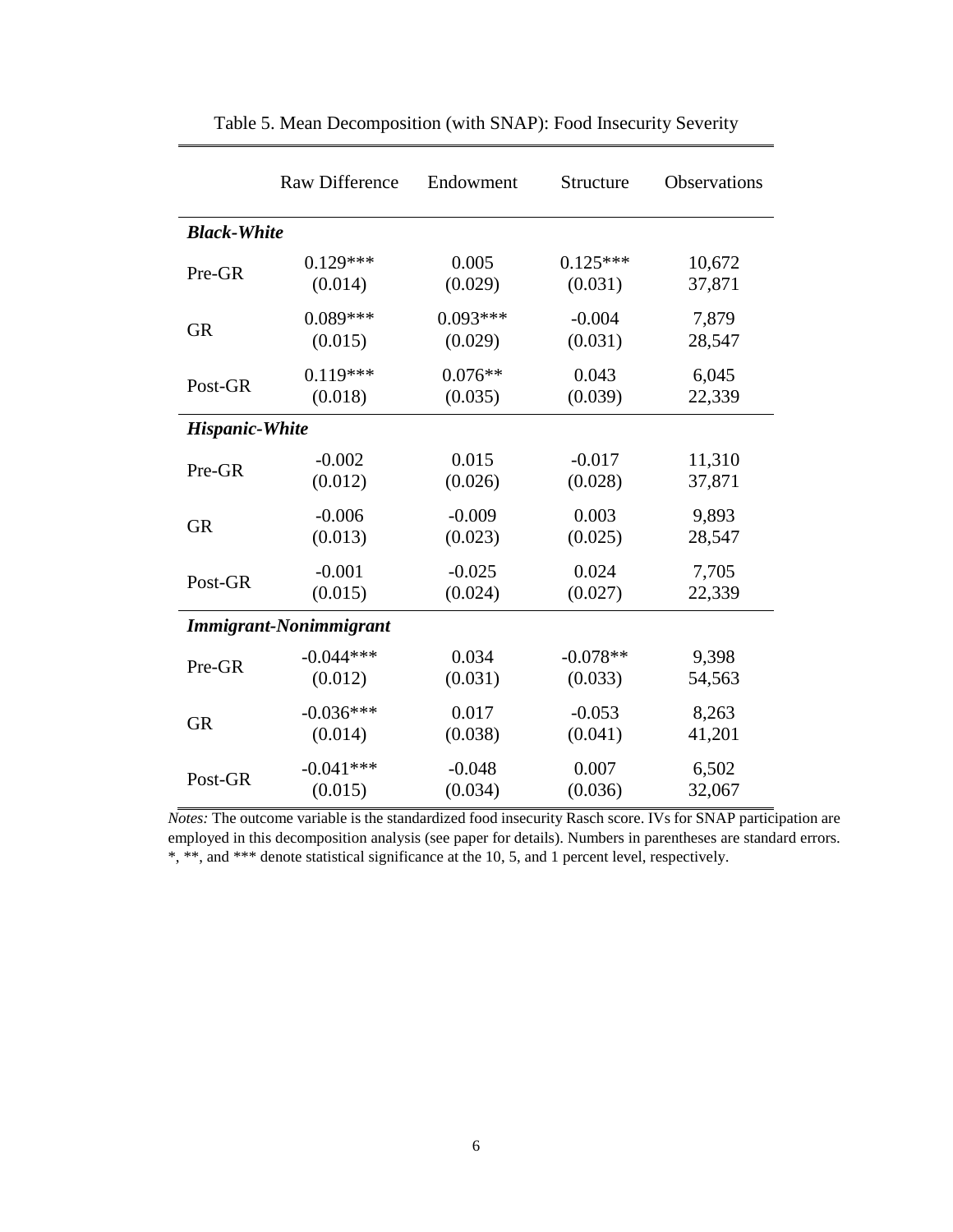Table 5. Mean Decomposition (with SNAP): Food Insecurity Severity

| | Raw Difference | Endowment | Structure | Observations |
|---|---|---|---|---|
| ***Black-White*** | | | | |
| Pre-GR | 0.129***<br>(0.014) | 0.005<br>(0.029) | 0.125***<br>(0.031) | 10,672<br>37,871 |
| GR | 0.089***<br>(0.015) | 0.093***<br>(0.029) | -0.004<br>(0.031) | 7,879<br>28,547 |
| Post-GR | 0.119***<br>(0.018) | 0.076**<br>(0.035) | 0.043<br>(0.039) | 6,045<br>22,339 |
| ***Hispanic-White*** | | | | |
| Pre-GR | -0.002<br>(0.012) | 0.015<br>(0.026) | -0.017<br>(0.028) | 11,310<br>37,871 |
| GR | -0.006<br>(0.013) | -0.009<br>(0.023) | 0.003<br>(0.025) | 9,893<br>28,547 |
| Post-GR | -0.001<br>(0.015) | -0.025<br>(0.024) | 0.024<br>(0.027) | 7,705<br>22,339 |
| ***Immigrant-Nonimmigrant*** | | | | |
| Pre-GR | -0.044***<br>(0.012) | 0.034<br>(0.031) | -0.078**<br>(0.033) | 9,398<br>54,563 |
| GR | -0.036***<br>(0.014) | 0.017<br>(0.038) | -0.053<br>(0.041) | 8,263<br>41,201 |
| Post-GR | -0.041***<br>(0.015) | -0.048<br>(0.034) | 0.007<br>(0.036) | 6,502<br>32,067 |

*Notes:* The outcome variable is the standardized food insecurity Rasch score. IVs for SNAP participation are employed in this decomposition analysis (see paper for details). Numbers in parentheses are standard errors. *, **, and *** denote statistical significance at the 10, 5, and 1 percent level, respectively.